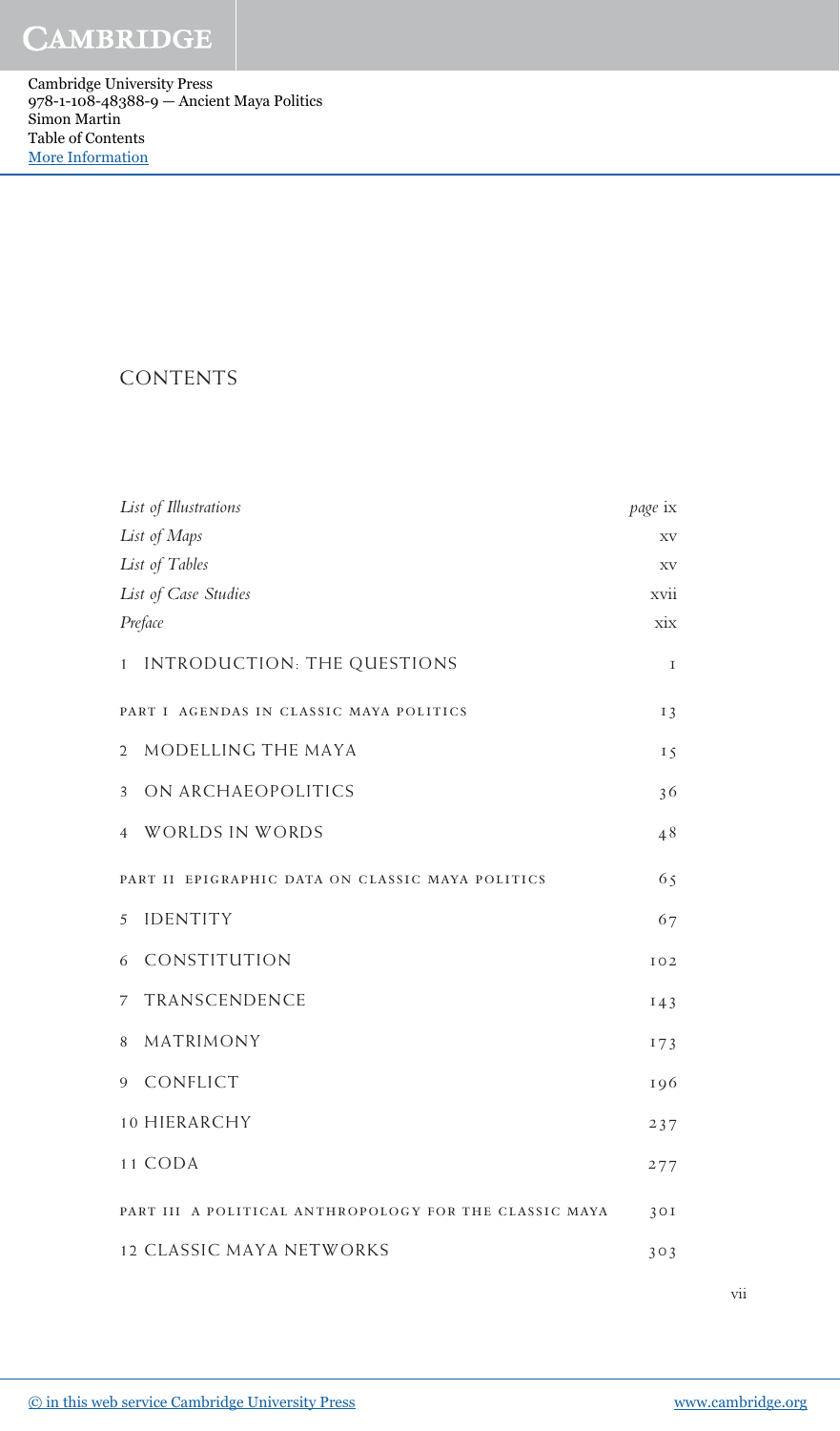# CONTENTS

| | |
|---|---|
| *List of Illustrations* | *page* ix |
| *List of Maps* | xv |
| *List of Tables* | xv |
| *List of Case Studies* | xvii |
| *Preface* | xix |
| 1 INTRODUCTION: THE QUESTIONS | 1 |
| PART I AGENDAS IN CLASSIC MAYA POLITICS | 13 |
| 2 MODELLING THE MAYA | 15 |
| 3 ON ARCHAEOPOLITICS | 36 |
| 4 WORLDS IN WORDS | 48 |
| PART II EPIGRAPHIC DATA ON CLASSIC MAYA POLITICS | 65 |
| 5 IDENTITY | 67 |
| 6 CONSTITUTION | 102 |
| 7 TRANSCENDENCE | 143 |
| 8 MATRIMONY | 173 |
| 9 CONFLICT | 196 |
| 10 HIERARCHY | 237 |
| 11 CODA | 277 |
| PART III A POLITICAL ANTHROPOLOGY FOR THE CLASSIC MAYA | 301 |
| 12 CLASSIC MAYA NETWORKS | 303 |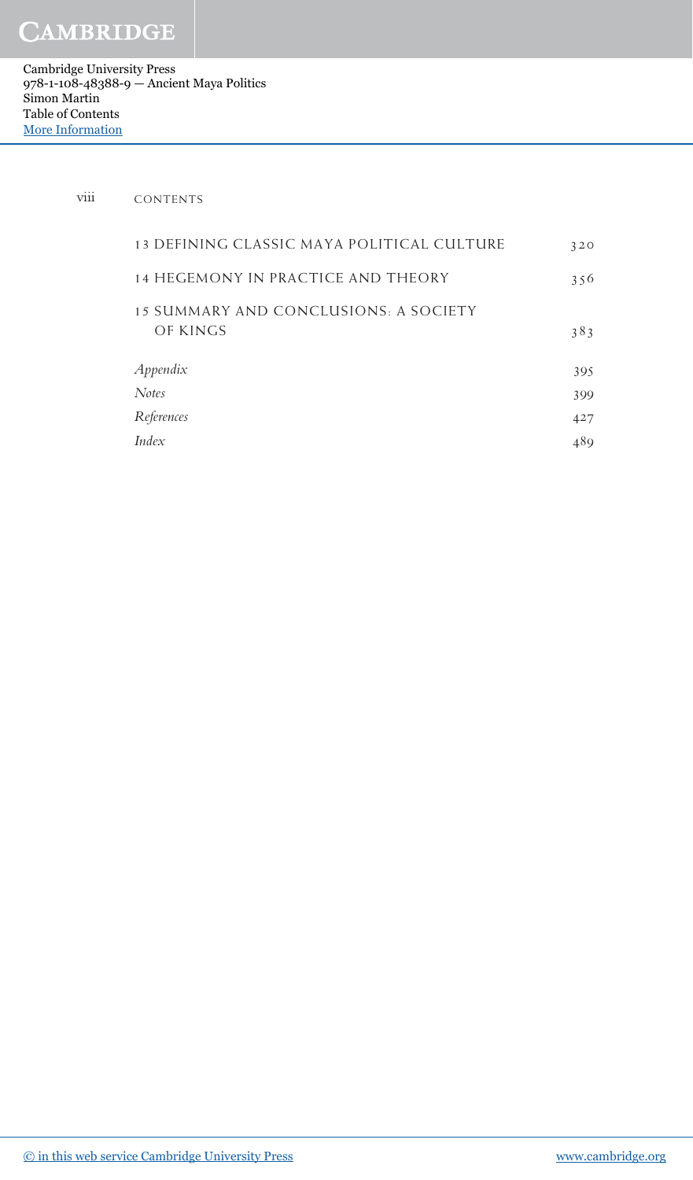13 DEFINING CLASSIC MAYA POLITICAL CULTURE 320

14 HEGEMONY IN PRACTICE AND THEORY 356

15 SUMMARY AND CONCLUSIONS: A SOCIETY OF KINGS 383

*Appendix* 395

*Notes* 399

*References* 427

*Index* 489